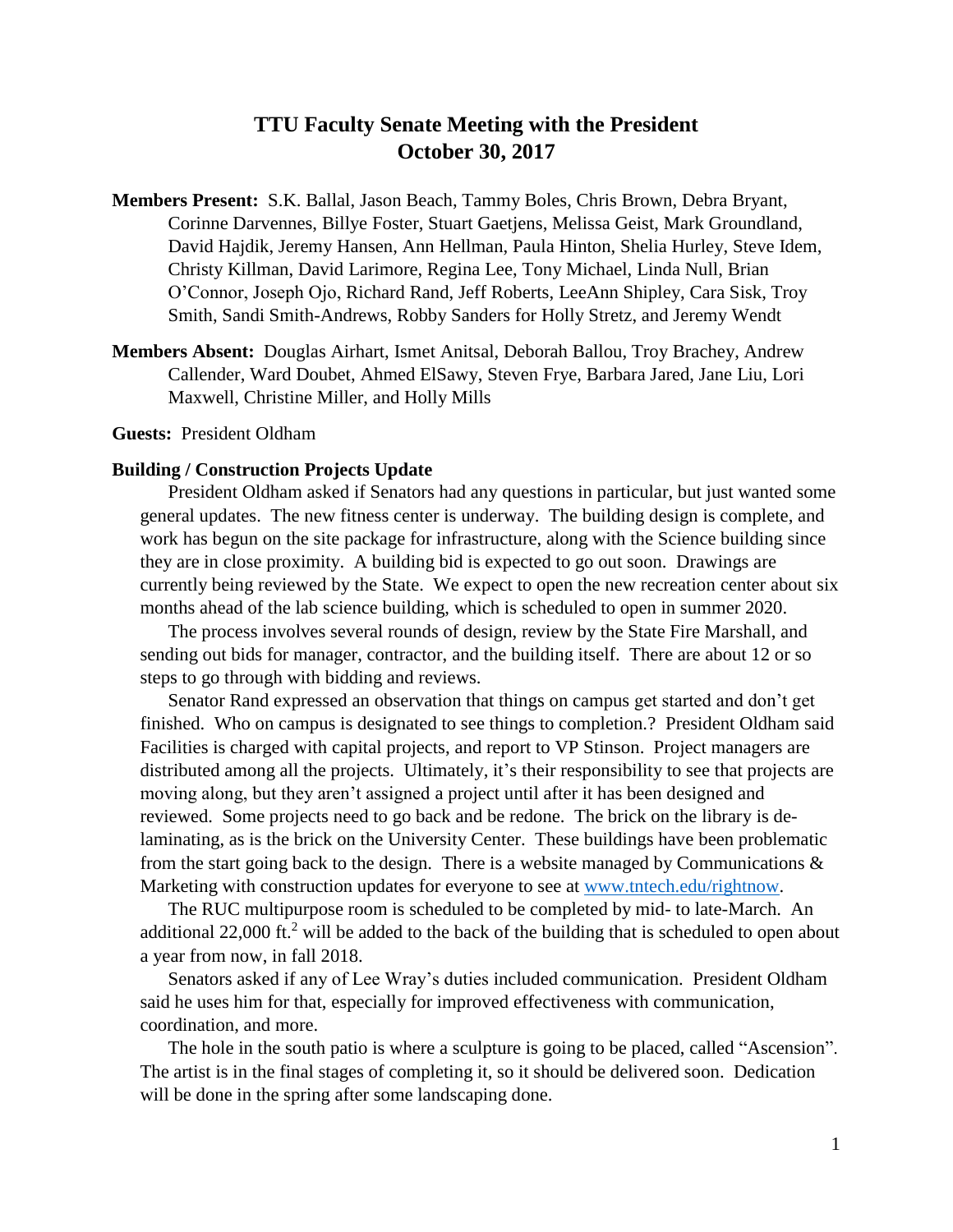# TTU Faculty Senate Meeting with the President
# October 30, 2017

**Members Present:** S.K. Ballal, Jason Beach, Tammy Boles, Chris Brown, Debra Bryant, Corinne Darvennes, Billye Foster, Stuart Gaetjens, Melissa Geist, Mark Groundland, David Hajdik, Jeremy Hansen, Ann Hellman, Paula Hinton, Shelia Hurley, Steve Idem, Christy Killman, David Larimore, Regina Lee, Tony Michael, Linda Null, Brian O'Connor, Joseph Ojo, Richard Rand, Jeff Roberts, LeeAnn Shipley, Cara Sisk, Troy Smith, Sandi Smith-Andrews, Robby Sanders for Holly Stretz, and Jeremy Wendt

**Members Absent:** Douglas Airhart, Ismet Anitsal, Deborah Ballou, Troy Brachey, Andrew Callender, Ward Doubet, Ahmed ElSawy, Steven Frye, Barbara Jared, Jane Liu, Lori Maxwell, Christine Miller, and Holly Mills

**Guests:** President Oldham

**Building / Construction Projects Update**

President Oldham asked if Senators had any questions in particular, but just wanted some general updates. The new fitness center is underway. The building design is complete, and work has begun on the site package for infrastructure, along with the Science building since they are in close proximity. A building bid is expected to go out soon. Drawings are currently being reviewed by the State. We expect to open the new recreation center about six months ahead of the lab science building, which is scheduled to open in summer 2020.

The process involves several rounds of design, review by the State Fire Marshall, and sending out bids for manager, contractor, and the building itself. There are about 12 or so steps to go through with bidding and reviews.

Senator Rand expressed an observation that things on campus get started and don't get finished. Who on campus is designated to see things to completion.? President Oldham said Facilities is charged with capital projects, and report to VP Stinson. Project managers are distributed among all the projects. Ultimately, it's their responsibility to see that projects are moving along, but they aren't assigned a project until after it has been designed and reviewed. Some projects need to go back and be redone. The brick on the library is de-laminating, as is the brick on the University Center. These buildings have been problematic from the start going back to the design. There is a website managed by Communications & Marketing with construction updates for everyone to see at www.tntech.edu/rightnow.

The RUC multipurpose room is scheduled to be completed by mid- to late-March. An additional 22,000 ft.$^2$ will be added to the back of the building that is scheduled to open about a year from now, in fall 2018.

Senators asked if any of Lee Wray's duties included communication. President Oldham said he uses him for that, especially for improved effectiveness with communication, coordination, and more.

The hole in the south patio is where a sculpture is going to be placed, called "Ascension". The artist is in the final stages of completing it, so it should be delivered soon. Dedication will be done in the spring after some landscaping done.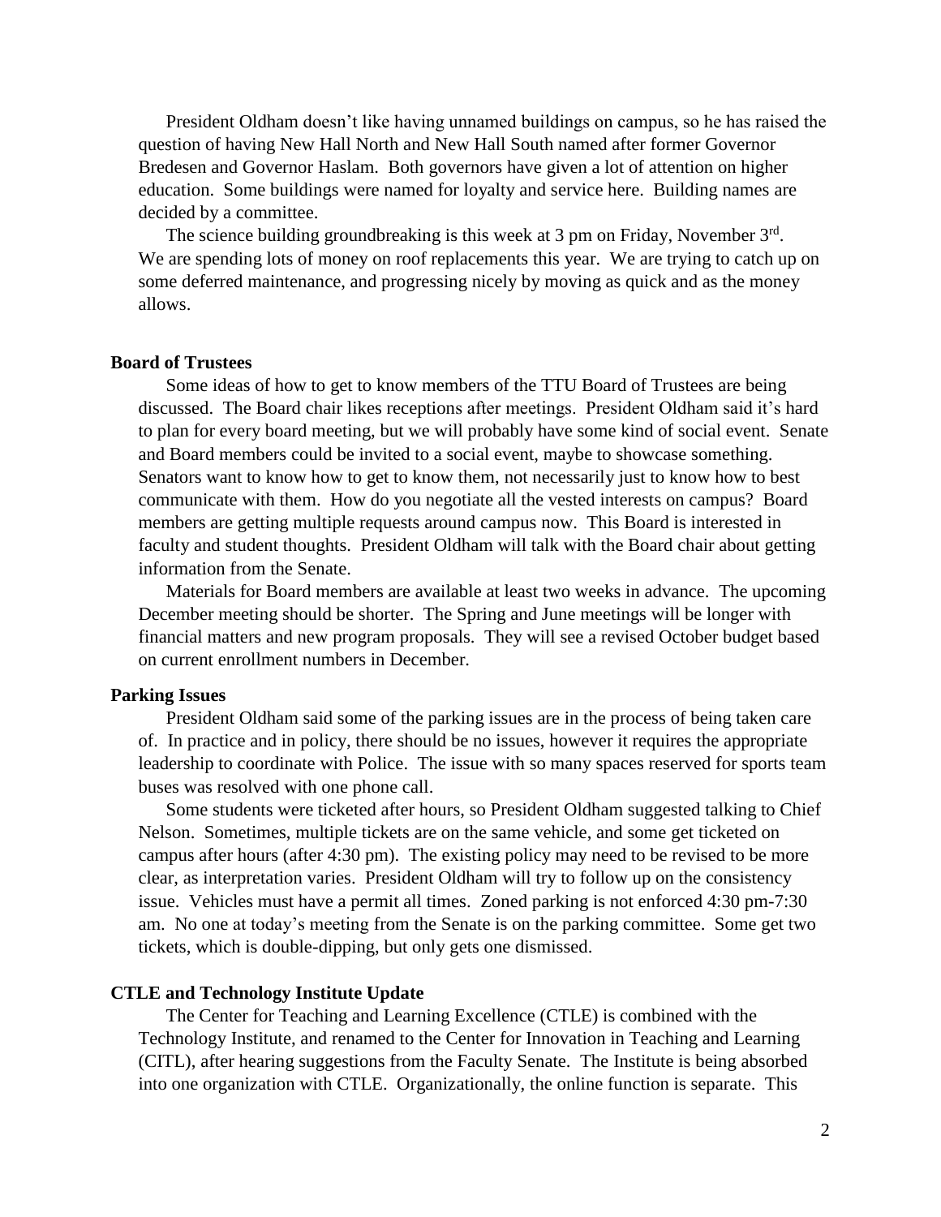President Oldham doesn't like having unnamed buildings on campus, so he has raised the question of having New Hall North and New Hall South named after former Governor Bredesen and Governor Haslam. Both governors have given a lot of attention on higher education. Some buildings were named for loyalty and service here. Building names are decided by a committee.

The science building groundbreaking is this week at 3 pm on Friday, November 3rd. We are spending lots of money on roof replacements this year. We are trying to catch up on some deferred maintenance, and progressing nicely by moving as quick and as the money allows.

**Board of Trustees**

Some ideas of how to get to know members of the TTU Board of Trustees are being discussed. The Board chair likes receptions after meetings. President Oldham said it's hard to plan for every board meeting, but we will probably have some kind of social event. Senate and Board members could be invited to a social event, maybe to showcase something. Senators want to know how to get to know them, not necessarily just to know how to best communicate with them. How do you negotiate all the vested interests on campus? Board members are getting multiple requests around campus now. This Board is interested in faculty and student thoughts. President Oldham will talk with the Board chair about getting information from the Senate.

Materials for Board members are available at least two weeks in advance. The upcoming December meeting should be shorter. The Spring and June meetings will be longer with financial matters and new program proposals. They will see a revised October budget based on current enrollment numbers in December.

**Parking Issues**

President Oldham said some of the parking issues are in the process of being taken care of. In practice and in policy, there should be no issues, however it requires the appropriate leadership to coordinate with Police. The issue with so many spaces reserved for sports team buses was resolved with one phone call.

Some students were ticketed after hours, so President Oldham suggested talking to Chief Nelson. Sometimes, multiple tickets are on the same vehicle, and some get ticketed on campus after hours (after 4:30 pm). The existing policy may need to be revised to be more clear, as interpretation varies. President Oldham will try to follow up on the consistency issue. Vehicles must have a permit all times. Zoned parking is not enforced 4:30 pm-7:30 am. No one at today's meeting from the Senate is on the parking committee. Some get two tickets, which is double-dipping, but only gets one dismissed.

**CTLE and Technology Institute Update**

The Center for Teaching and Learning Excellence (CTLE) is combined with the Technology Institute, and renamed to the Center for Innovation in Teaching and Learning (CITL), after hearing suggestions from the Faculty Senate. The Institute is being absorbed into one organization with CTLE. Organizationally, the online function is separate. This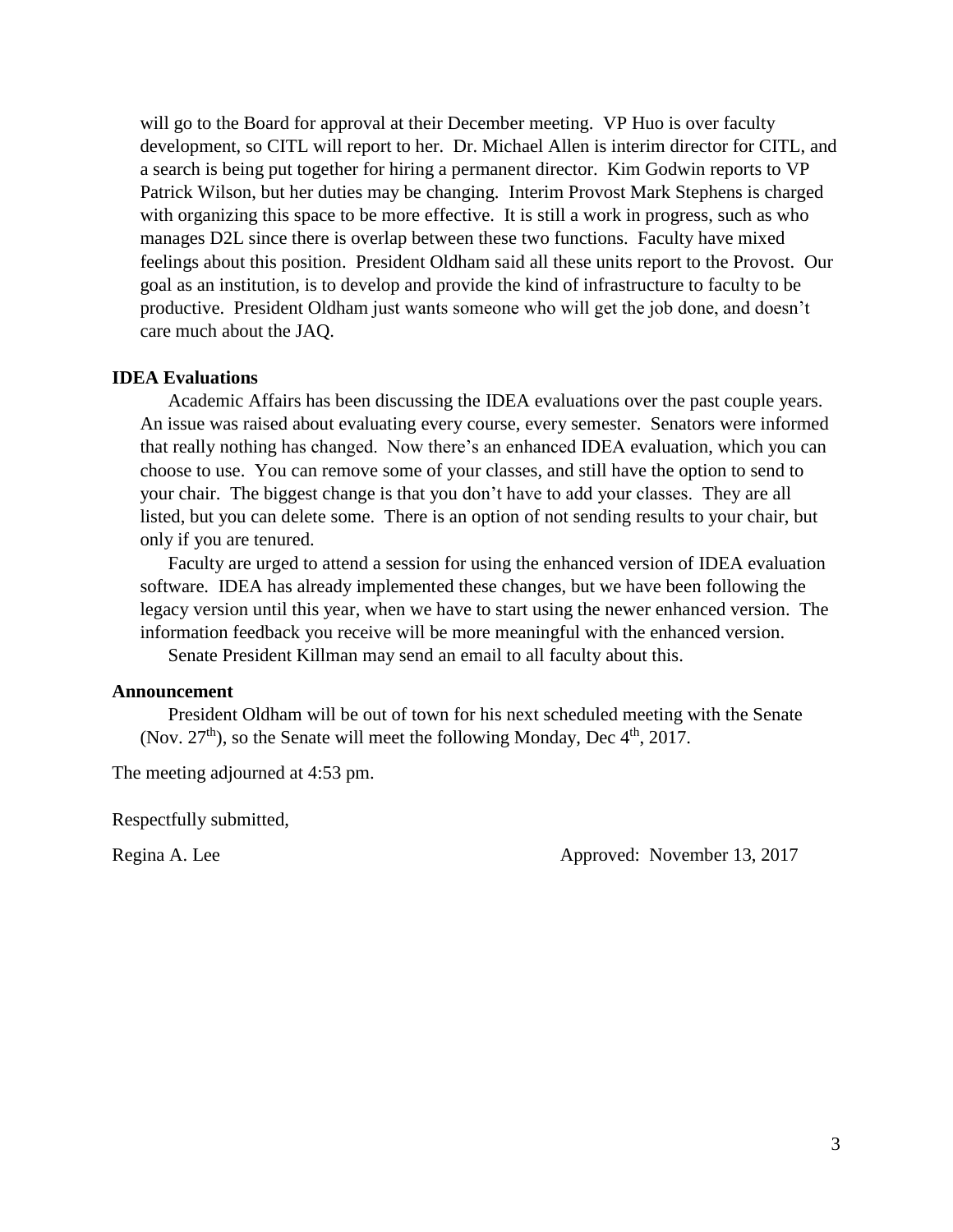will go to the Board for approval at their December meeting. VP Huo is over faculty development, so CITL will report to her. Dr. Michael Allen is interim director for CITL, and a search is being put together for hiring a permanent director. Kim Godwin reports to VP Patrick Wilson, but her duties may be changing. Interim Provost Mark Stephens is charged with organizing this space to be more effective. It is still a work in progress, such as who manages D2L since there is overlap between these two functions. Faculty have mixed feelings about this position. President Oldham said all these units report to the Provost. Our goal as an institution, is to develop and provide the kind of infrastructure to faculty to be productive. President Oldham just wants someone who will get the job done, and doesn't care much about the JAQ.

**IDEA Evaluations**

Academic Affairs has been discussing the IDEA evaluations over the past couple years. An issue was raised about evaluating every course, every semester. Senators were informed that really nothing has changed. Now there's an enhanced IDEA evaluation, which you can choose to use. You can remove some of your classes, and still have the option to send to your chair. The biggest change is that you don't have to add your classes. They are all listed, but you can delete some. There is an option of not sending results to your chair, but only if you are tenured.

Faculty are urged to attend a session for using the enhanced version of IDEA evaluation software. IDEA has already implemented these changes, but we have been following the legacy version until this year, when we have to start using the newer enhanced version. The information feedback you receive will be more meaningful with the enhanced version.

Senate President Killman may send an email to all faculty about this.

**Announcement**

President Oldham will be out of town for his next scheduled meeting with the Senate (Nov. 27th), so the Senate will meet the following Monday, Dec 4th, 2017.

The meeting adjourned at 4:53 pm.

Respectfully submitted,

Regina A. Lee

Approved: November 13, 2017